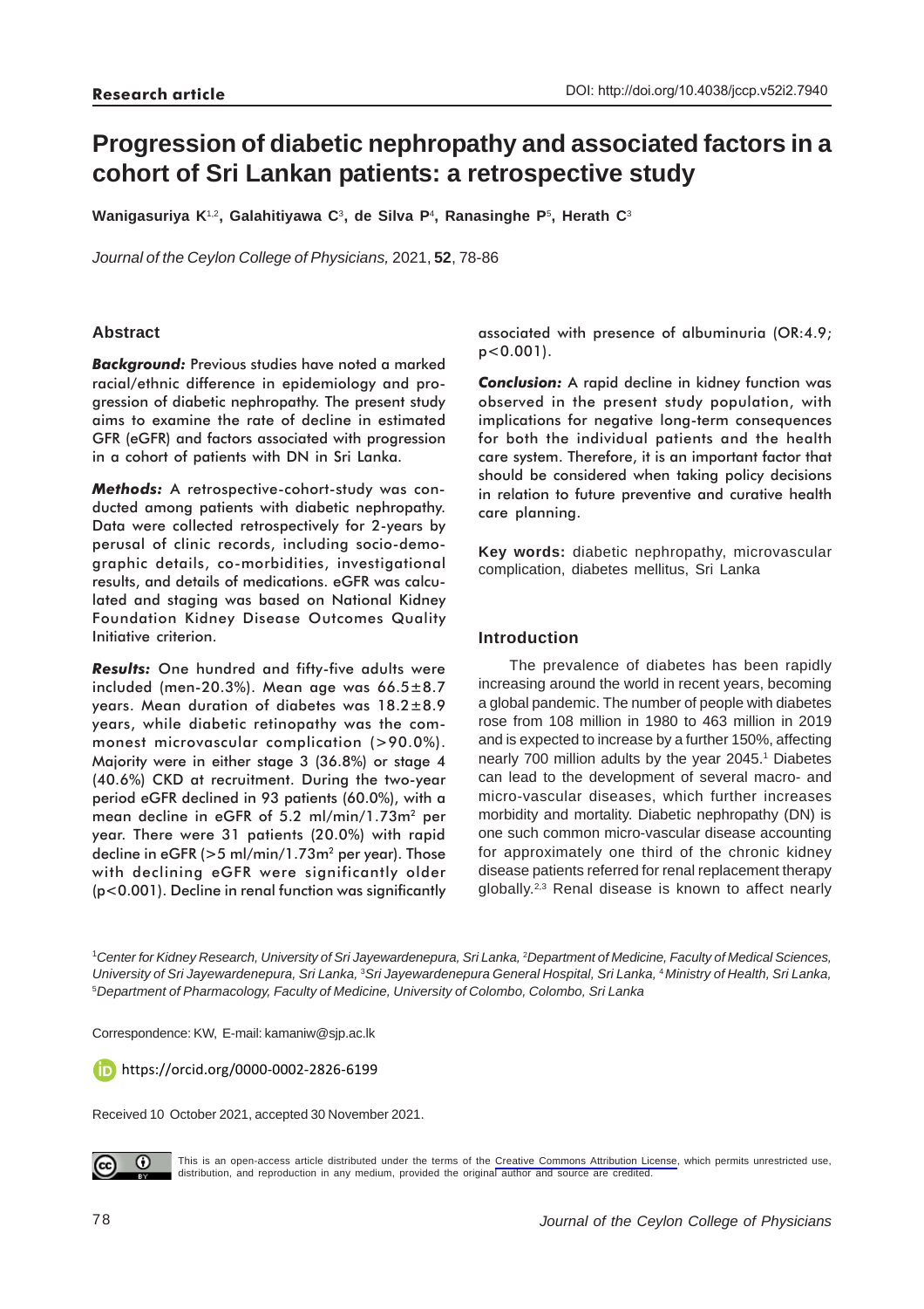**Research article**

DOI: http://doi.org/10.4038/jccp.v52i2.7940

# Progression of diabetic nephropathy and associated factors in a cohort of Sri Lankan patients: a retrospective study

**Wanigasuriya K[1,2], Galahitiyawa C[3], de Silva P[4], Ranasinghe P[5], Herath C[3]**

*Journal of the Ceylon College of Physicians,* 2021, **52**, 78-86

## Abstract

***Background:*** Previous studies have noted a marked racial/ethnic difference in epidemiology and progression of diabetic nephropathy. The present study aims to examine the rate of decline in estimated GFR (eGFR) and factors associated with progression in a cohort of patients with DN in Sri Lanka.

***Methods:*** A retrospective-cohort-study was conducted among patients with diabetic nephropathy. Data were collected retrospectively for 2-years by perusal of clinic records, including socio-demographic details, co-morbidities, investigational results, and details of medications. eGFR was calculated and staging was based on National Kidney Foundation Kidney Disease Outcomes Quality Initiative criterion.

***Results:*** One hundred and fifty-five adults were included (men-20.3%). Mean age was 66.5±8.7 years. Mean duration of diabetes was 18.2±8.9 years, while diabetic retinopathy was the commonest microvascular complication (>90.0%). Majority were in either stage 3 (36.8%) or stage 4 (40.6%) CKD at recruitment. During the two-year period eGFR declined in 93 patients (60.0%), with a mean decline in eGFR of 5.2 ml/min/1.73m$^2$ per year. There were 31 patients (20.0%) with rapid decline in eGFR (>5 ml/min/1.73m$^2$ per year). Those with declining eGFR were significantly older ($p<0.001$). Decline in renal function was significantly associated with presence of albuminuria (OR:4.9; $p<0.001$).

***Conclusion:*** A rapid decline in kidney function was observed in the present study population, with implications for negative long-term consequences for both the individual patients and the health care system. Therefore, it is an important factor that should be considered when taking policy decisions in relation to future preventive and curative health care planning.

**Key words:** diabetic nephropathy, microvascular complication, diabetes mellitus, Sri Lanka

## Introduction

The prevalence of diabetes has been rapidly increasing around the world in recent years, becoming a global pandemic. The number of people with diabetes rose from 108 million in 1980 to 463 million in 2019 and is expected to increase by a further 150%, affecting nearly 700 million adults by the year 2045.[1] Diabetes can lead to the development of several macro- and micro-vascular diseases, which further increases morbidity and mortality. Diabetic nephropathy (DN) is one such common micro-vascular disease accounting for approximately one third of the chronic kidney disease patients referred for renal replacement therapy globally.[2,3] Renal disease is known to affect nearly

[1]*Center for Kidney Research, University of Sri Jayewardenepura, Sri Lanka,* [2]*Department of Medicine, Faculty of Medical Sciences, University of Sri Jayewardenepura, Sri Lanka,* [3]*Sri Jayewardenepura General Hospital, Sri Lanka,* [4]*Ministry of Health, Sri Lanka,* [5]*Department of Pharmacology, Faculty of Medicine, University of Colombo, Colombo, Sri Lanka*

Correspondence: KW, E-mail: kamaniw@sjp.ac.lk

https://orcid.org/0000-0002-2826-6199

Received 10 October 2021, accepted 30 November 2021.

This is an open-access article distributed under the terms of the Creative Commons Attribution License, which permits unrestricted use, distribution, and reproduction in any medium, provided the original author and source are credited.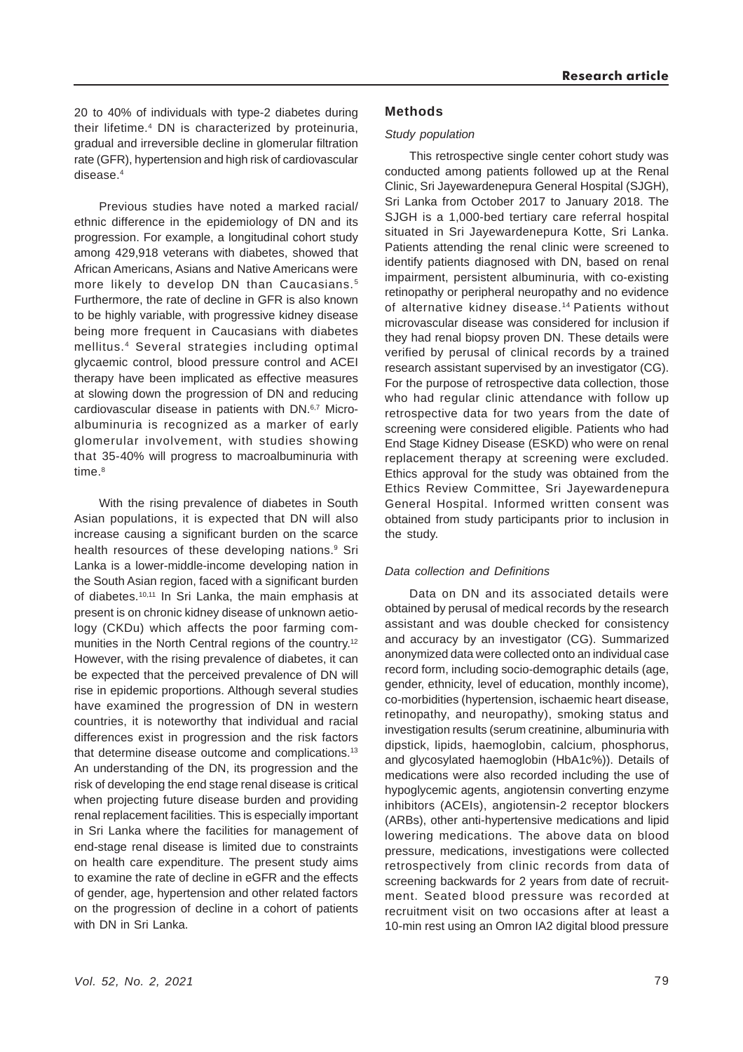20 to 40% of individuals with type-2 diabetes during their lifetime.[4] DN is characterized by proteinuria, gradual and irreversible decline in glomerular filtration rate (GFR), hypertension and high risk of cardiovascular disease.[4]

Previous studies have noted a marked racial/ ethnic difference in the epidemiology of DN and its progression. For example, a longitudinal cohort study among 429,918 veterans with diabetes, showed that African Americans, Asians and Native Americans were more likely to develop DN than Caucasians.[5] Furthermore, the rate of decline in GFR is also known to be highly variable, with progressive kidney disease being more frequent in Caucasians with diabetes mellitus.[4] Several strategies including optimal glycaemic control, blood pressure control and ACEI therapy have been implicated as effective measures at slowing down the progression of DN and reducing cardiovascular disease in patients with DN.[6,7] Micro-albuminuria is recognized as a marker of early glomerular involvement, with studies showing that 35-40% will progress to macroalbuminuria with time.[8]

With the rising prevalence of diabetes in South Asian populations, it is expected that DN will also increase causing a significant burden on the scarce health resources of these developing nations.[9] Sri Lanka is a lower-middle-income developing nation in the South Asian region, faced with a significant burden of diabetes.[10,11] In Sri Lanka, the main emphasis at present is on chronic kidney disease of unknown aetiology (CKDu) which affects the poor farming communities in the North Central regions of the country.[12] However, with the rising prevalence of diabetes, it can be expected that the perceived prevalence of DN will rise in epidemic proportions. Although several studies have examined the progression of DN in western countries, it is noteworthy that individual and racial differences exist in progression and the risk factors that determine disease outcome and complications.[13] An understanding of the DN, its progression and the risk of developing the end stage renal disease is critical when projecting future disease burden and providing renal replacement facilities. This is especially important in Sri Lanka where the facilities for management of end-stage renal disease is limited due to constraints on health care expenditure. The present study aims to examine the rate of decline in eGFR and the effects of gender, age, hypertension and other related factors on the progression of decline in a cohort of patients with DN in Sri Lanka.

## Methods

### *Study population*

This retrospective single center cohort study was conducted among patients followed up at the Renal Clinic, Sri Jayewardenepura General Hospital (SJGH), Sri Lanka from October 2017 to January 2018. The SJGH is a 1,000-bed tertiary care referral hospital situated in Sri Jayewardenepura Kotte, Sri Lanka. Patients attending the renal clinic were screened to identify patients diagnosed with DN, based on renal impairment, persistent albuminuria, with co-existing retinopathy or peripheral neuropathy and no evidence of alternative kidney disease.[14] Patients without microvascular disease was considered for inclusion if they had renal biopsy proven DN. These details were verified by perusal of clinical records by a trained research assistant supervised by an investigator (CG). For the purpose of retrospective data collection, those who had regular clinic attendance with follow up retrospective data for two years from the date of screening were considered eligible. Patients who had End Stage Kidney Disease (ESKD) who were on renal replacement therapy at screening were excluded. Ethics approval for the study was obtained from the Ethics Review Committee, Sri Jayewardenepura General Hospital. Informed written consent was obtained from study participants prior to inclusion in the study.

### *Data collection and Definitions*

Data on DN and its associated details were obtained by perusal of medical records by the research assistant and was double checked for consistency and accuracy by an investigator (CG). Summarized anonymized data were collected onto an individual case record form, including socio-demographic details (age, gender, ethnicity, level of education, monthly income), co-morbidities (hypertension, ischaemic heart disease, retinopathy, and neuropathy), smoking status and investigation results (serum creatinine, albuminuria with dipstick, lipids, haemoglobin, calcium, phosphorus, and glycosylated haemoglobin (HbA1c%)). Details of medications were also recorded including the use of hypoglycemic agents, angiotensin converting enzyme inhibitors (ACEIs), angiotensin-2 receptor blockers (ARBs), other anti-hypertensive medications and lipid lowering medications. The above data on blood pressure, medications, investigations were collected retrospectively from clinic records from data of screening backwards for 2 years from date of recruitment. Seated blood pressure was recorded at recruitment visit on two occasions after at least a 10-min rest using an Omron IA2 digital blood pressure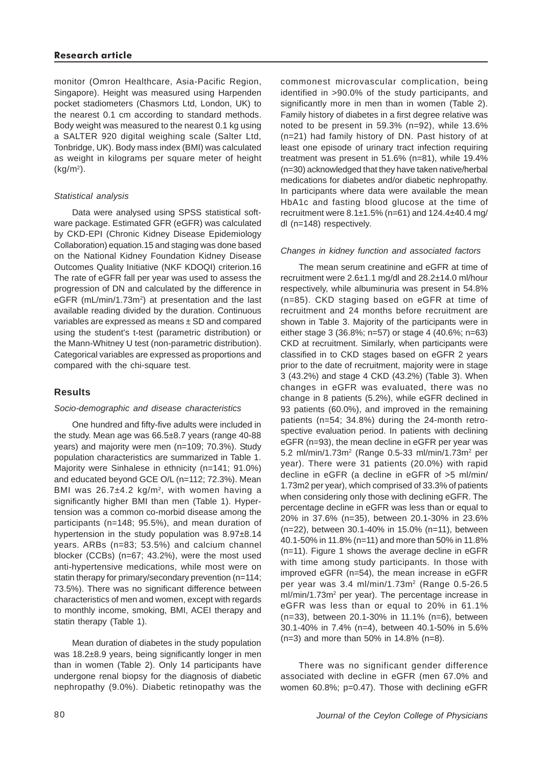monitor (Omron Healthcare, Asia-Pacific Region, Singapore). Height was measured using Harpenden pocket stadiometers (Chasmors Ltd, London, UK) to the nearest 0.1 cm according to standard methods. Body weight was measured to the nearest 0.1 kg using a SALTER 920 digital weighing scale (Salter Ltd, Tonbridge, UK). Body mass index (BMI) was calculated as weight in kilograms per square meter of height ($kg/m^2$).

### *Statistical analysis*

Data were analysed using SPSS statistical software package. Estimated GFR (eGFR) was calculated by CKD-EPI (Chronic Kidney Disease Epidemiology Collaboration) equation.15 and staging was done based on the National Kidney Foundation Kidney Disease Outcomes Quality Initiative (NKF KDOQI) criterion.16 The rate of eGFR fall per year was used to assess the progression of DN and calculated by the difference in eGFR ($mL/min/1.73m^2$) at presentation and the last available reading divided by the duration. Continuous variables are expressed as means ± SD and compared using the student's t-test (parametric distribution) or the Mann-Whitney U test (non-parametric distribution). Categorical variables are expressed as proportions and compared with the chi-square test.

## Results

### *Socio-demographic and disease characteristics*

One hundred and fifty-five adults were included in the study. Mean age was 66.5±8.7 years (range 40-88 years) and majority were men (n=109; 70.3%). Study population characteristics are summarized in Table 1. Majority were Sinhalese in ethnicity (n=141; 91.0%) and educated beyond GCE O/L (n=112; 72.3%). Mean BMI was 26.7±4.2 $kg/m^2$, with women having a significantly higher BMI than men (Table 1). Hypertension was a common co-morbid disease among the participants (n=148; 95.5%), and mean duration of hypertension in the study population was 8.97±8.14 years. ARBs (n=83; 53.5%) and calcium channel blocker (CCBs) (n=67; 43.2%), were the most used anti-hypertensive medications, while most were on statin therapy for primary/secondary prevention (n=114; 73.5%). There was no significant difference between characteristics of men and women, except with regards to monthly income, smoking, BMI, ACEI therapy and statin therapy (Table 1).

Mean duration of diabetes in the study population was 18.2±8.9 years, being significantly longer in men than in women (Table 2). Only 14 participants have undergone renal biopsy for the diagnosis of diabetic nephropathy (9.0%). Diabetic retinopathy was the commonest microvascular complication, being identified in >90.0% of the study participants, and significantly more in men than in women (Table 2). Family history of diabetes in a first degree relative was noted to be present in 59.3% (n=92), while 13.6% (n=21) had family history of DN. Past history of at least one episode of urinary tract infection requiring treatment was present in 51.6% (n=81), while 19.4% (n=30) acknowledged that they have taken native/herbal medications for diabetes and/or diabetic nephropathy. In participants where data were available the mean HbA1c and fasting blood glucose at the time of recruitment were 8.1±1.5% (n=61) and 124.4±40.4 mg/dl (n=148) respectively.

### *Changes in kidney function and associated factors*

The mean serum creatinine and eGFR at time of recruitment were 2.6±1.1 mg/dl and 28.2±14.0 ml/hour respectively, while albuminuria was present in 54.8% (n=85). CKD staging based on eGFR at time of recruitment and 24 months before recruitment are shown in Table 3. Majority of the participants were in either stage 3 (36.8%; n=57) or stage 4 (40.6%; n=63) CKD at recruitment. Similarly, when participants were classified in to CKD stages based on eGFR 2 years prior to the date of recruitment, majority were in stage 3 (43.2%) and stage 4 CKD (43.2%) (Table 3). When changes in eGFR was evaluated, there was no change in 8 patients (5.2%), while eGFR declined in 93 patients (60.0%), and improved in the remaining patients (n=54; 34.8%) during the 24-month retrospective evaluation period. In patients with declining eGFR (n=93), the mean decline in eGFR per year was 5.2 $ml/min/1.73m^2$ (Range 0.5-33 $ml/min/1.73m^2$ per year). There were 31 patients (20.0%) with rapid decline in eGFR (a decline in eGFR of >5 ml/min/1.73m2 per year), which comprised of 33.3% of patients when considering only those with declining eGFR. The percentage decline in eGFR was less than or equal to 20% in 37.6% (n=35), between 20.1-30% in 23.6% (n=22), between 30.1-40% in 15.0% (n=11), between 40.1-50% in 11.8% (n=11) and more than 50% in 11.8% (n=11). Figure 1 shows the average decline in eGFR with time among study participants. In those with improved eGFR (n=54), the mean increase in eGFR per year was 3.4 $ml/min/1.73m^2$ (Range 0.5-26.5 $ml/min/1.73m^2$ per year). The percentage increase in eGFR was less than or equal to 20% in 61.1% (n=33), between 20.1-30% in 11.1% (n=6), between 30.1-40% in 7.4% (n=4), between 40.1-50% in 5.6% (n=3) and more than 50% in 14.8% (n=8).

There was no significant gender difference associated with decline in eGFR (men 67.0% and women 60.8%; p=0.47). Those with declining eGFR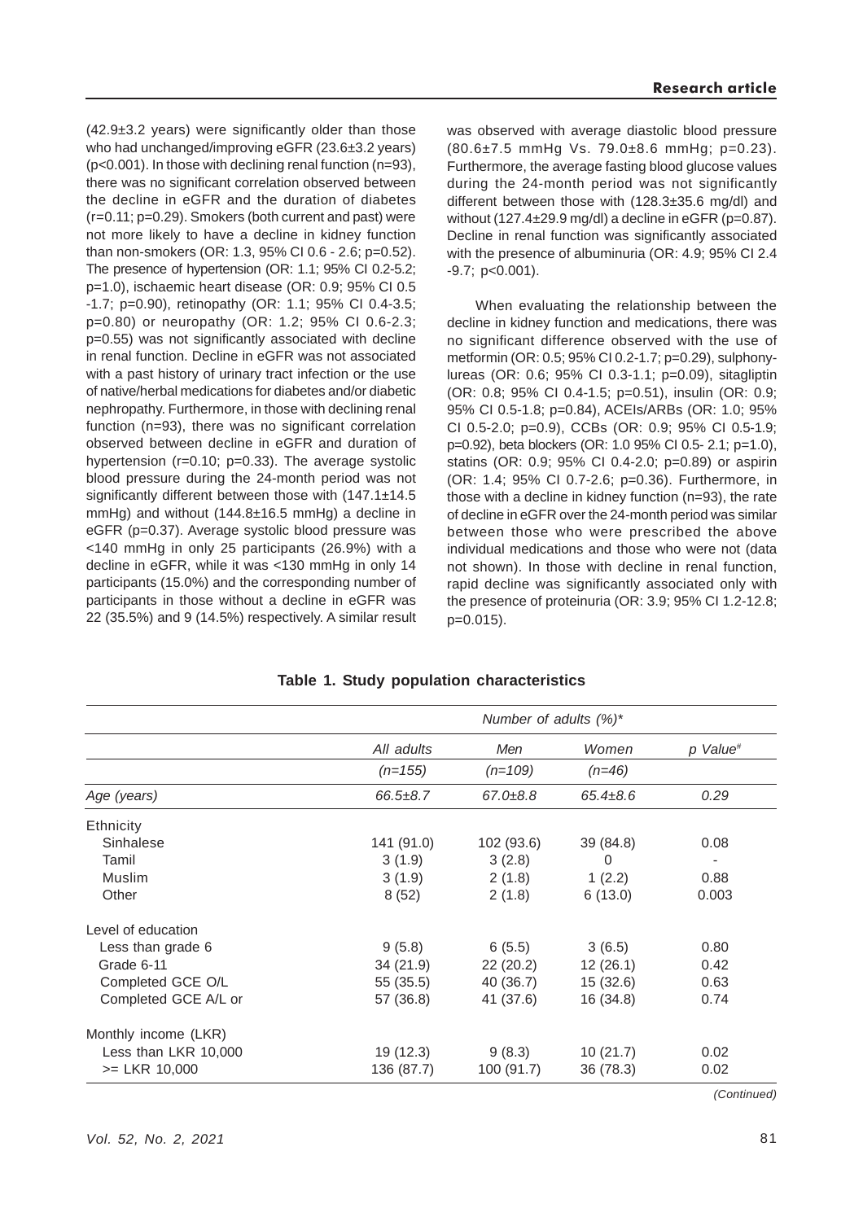(42.9±3.2 years) were significantly older than those who had unchanged/improving eGFR (23.6±3.2 years) (p<0.001). In those with declining renal function (n=93), there was no significant correlation observed between the decline in eGFR and the duration of diabetes (r=0.11; p=0.29). Smokers (both current and past) were not more likely to have a decline in kidney function than non-smokers (OR: 1.3, 95% CI 0.6 - 2.6; p=0.52). The presence of hypertension (OR: 1.1; 95% CI 0.2-5.2; p=1.0), ischaemic heart disease (OR: 0.9; 95% CI 0.5 -1.7; p=0.90), retinopathy (OR: 1.1; 95% CI 0.4-3.5; p=0.80) or neuropathy (OR: 1.2; 95% CI 0.6-2.3; p=0.55) was not significantly associated with decline in renal function. Decline in eGFR was not associated with a past history of urinary tract infection or the use of native/herbal medications for diabetes and/or diabetic nephropathy. Furthermore, in those with declining renal function (n=93), there was no significant correlation observed between decline in eGFR and duration of hypertension (r=0.10; p=0.33). The average systolic blood pressure during the 24-month period was not significantly different between those with (147.1±14.5 mmHg) and without (144.8±16.5 mmHg) a decline in eGFR (p=0.37). Average systolic blood pressure was <140 mmHg in only 25 participants (26.9%) with a decline in eGFR, while it was <130 mmHg in only 14 participants (15.0%) and the corresponding number of participants in those without a decline in eGFR was 22 (35.5%) and 9 (14.5%) respectively. A similar result was observed with average diastolic blood pressure (80.6±7.5 mmHg Vs. 79.0±8.6 mmHg; p=0.23). Furthermore, the average fasting blood glucose values during the 24-month period was not significantly different between those with (128.3±35.6 mg/dl) and without (127.4±29.9 mg/dl) a decline in eGFR (p=0.87). Decline in renal function was significantly associated with the presence of albuminuria (OR: 4.9; 95% CI 2.4 -9.7; p<0.001).

When evaluating the relationship between the decline in kidney function and medications, there was no significant difference observed with the use of metformin (OR: 0.5; 95% CI 0.2-1.7; p=0.29), sulphonylureas (OR: 0.6; 95% CI 0.3-1.1; p=0.09), sitagliptin (OR: 0.8; 95% CI 0.4-1.5; p=0.51), insulin (OR: 0.9; 95% CI 0.5-1.8; p=0.84), ACEIs/ARBs (OR: 1.0; 95% CI 0.5-2.0; p=0.9), CCBs (OR: 0.9; 95% CI 0.5-1.9; p=0.92), beta blockers (OR: 1.0 95% CI 0.5- 2.1; p=1.0), statins (OR: 0.9; 95% CI 0.4-2.0; p=0.89) or aspirin (OR: 1.4; 95% CI 0.7-2.6; p=0.36). Furthermore, in those with a decline in kidney function (n=93), the rate of decline in eGFR over the 24-month period was similar between those who were prescribed the above individual medications and those who were not (data not shown). In those with decline in renal function, rapid decline was significantly associated only with the presence of proteinuria (OR: 3.9; 95% CI 1.2-12.8; p=0.015).

**Table 1. Study population characteristics**

| | Number of adults (%)* | | | |
|---|---|---|---|---|
| | *All adults (n=155)* | *Men (n=109)* | *Women (n=46)* | *p Value#* |
| *Age (years)* | *66.5±8.7* | *67.0±8.8* | *65.4±8.6* | *0.29* |
| Ethnicity | | | | |
| Sinhalese | 141 (91.0) | 102 (93.6) | 39 (84.8) | 0.08 |
| Tamil | 3 (1.9) | 3 (2.8) | 0 | - |
| Muslim | 3 (1.9) | 2 (1.8) | 1 (2.2) | 0.88 |
| Other | 8 (52) | 2 (1.8) | 6 (13.0) | 0.003 |
| Level of education | | | | |
| Less than grade 6 | 9 (5.8) | 6 (5.5) | 3 (6.5) | 0.80 |
| Grade 6-11 | 34 (21.9) | 22 (20.2) | 12 (26.1) | 0.42 |
| Completed GCE O/L | 55 (35.5) | 40 (36.7) | 15 (32.6) | 0.63 |
| Completed GCE A/L or | 57 (36.8) | 41 (37.6) | 16 (34.8) | 0.74 |
| Monthly income (LKR) | | | | |
| Less than LKR 10,000 | 19 (12.3) | 9 (8.3) | 10 (21.7) | 0.02 |
| >= LKR 10,000 | 136 (87.7) | 100 (91.7) | 36 (78.3) | 0.02 |

*(Continued)*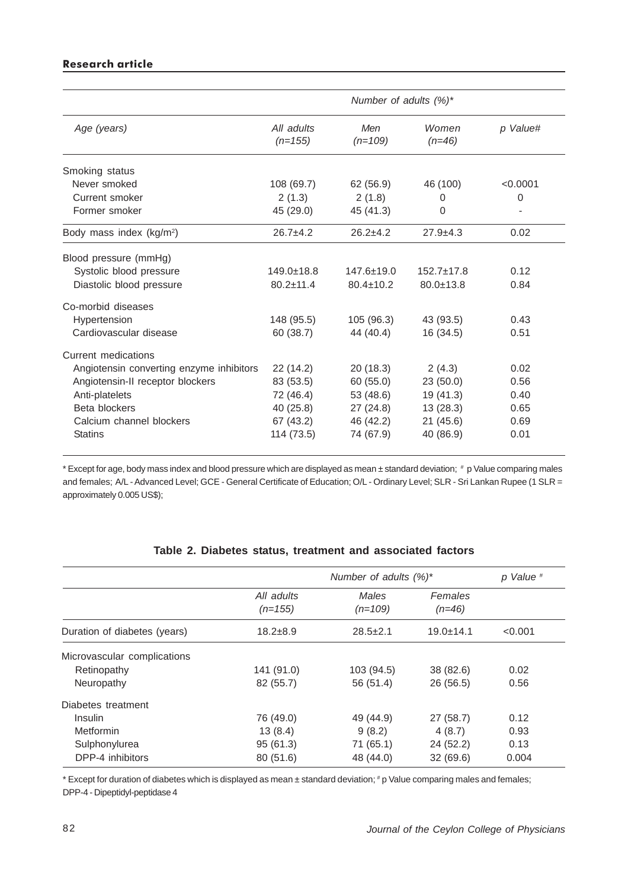| | Number of adults (%)* | | | |
|---|---|---|---|---|
| *Age (years)* | *All adults (n=155)* | *Men (n=109)* | *Women (n=46)* | *p Value#* |
| Smoking status | | | | |
| Never smoked | 108 (69.7) | 62 (56.9) | 46 (100) | <0.0001 |
| Current smoker | 2 (1.3) | 2 (1.8) | 0 | 0 |
| Former smoker | 45 (29.0) | 45 (41.3) | 0 | - |
| Body mass index ($kg/m^2$) | 26.7±4.2 | 26.2±4.2 | 27.9±4.3 | 0.02 |
| Blood pressure (mmHg) | | | | |
| Systolic blood pressure | 149.0±18.8 | 147.6±19.0 | 152.7±17.8 | 0.12 |
| Diastolic blood pressure | 80.2±11.4 | 80.4±10.2 | 80.0±13.8 | 0.84 |
| Co-morbid diseases | | | | |
| Hypertension | 148 (95.5) | 105 (96.3) | 43 (93.5) | 0.43 |
| Cardiovascular disease | 60 (38.7) | 44 (40.4) | 16 (34.5) | 0.51 |
| Current medications | | | | |
| Angiotensin converting enzyme inhibitors | 22 (14.2) | 20 (18.3) | 2 (4.3) | 0.02 |
| Angiotensin-II receptor blockers | 83 (53.5) | 60 (55.0) | 23 (50.0) | 0.56 |
| Anti-platelets | 72 (46.4) | 53 (48.6) | 19 (41.3) | 0.40 |
| Beta blockers | 40 (25.8) | 27 (24.8) | 13 (28.3) | 0.65 |
| Calcium channel blockers | 67 (43.2) | 46 (42.2) | 21 (45.6) | 0.69 |
| Statins | 114 (73.5) | 74 (67.9) | 40 (86.9) | 0.01 |

* Except for age, body mass index and blood pressure which are displayed as mean ± standard deviation; # p Value comparing males and females; A/L - Advanced Level; GCE - General Certificate of Education; O/L - Ordinary Level; SLR - Sri Lankan Rupee (1 SLR = approximately 0.005 US$);

**Table 2. Diabetes status, treatment and associated factors**

| | Number of adults (%)* | | | *p Value #* |
|---|---|---|---|---|
| | *All adults (n=155)* | *Males (n=109)* | *Females (n=46)* | |
| Duration of diabetes (years) | 18.2±8.9 | 28.5±2.1 | 19.0±14.1 | <0.001 |
| Microvascular complications | | | | |
| Retinopathy | 141 (91.0) | 103 (94.5) | 38 (82.6) | 0.02 |
| Neuropathy | 82 (55.7) | 56 (51.4) | 26 (56.5) | 0.56 |
| Diabetes treatment | | | | |
| Insulin | 76 (49.0) | 49 (44.9) | 27 (58.7) | 0.12 |
| Metformin | 13 (8.4) | 9 (8.2) | 4 (8.7) | 0.93 |
| Sulphonylurea | 95 (61.3) | 71 (65.1) | 24 (52.2) | 0.13 |
| DPP-4 inhibitors | 80 (51.6) | 48 (44.0) | 32 (69.6) | 0.004 |

* Except for duration of diabetes which is displayed as mean ± standard deviation; # p Value comparing males and females; DPP-4 - Dipeptidyl-peptidase 4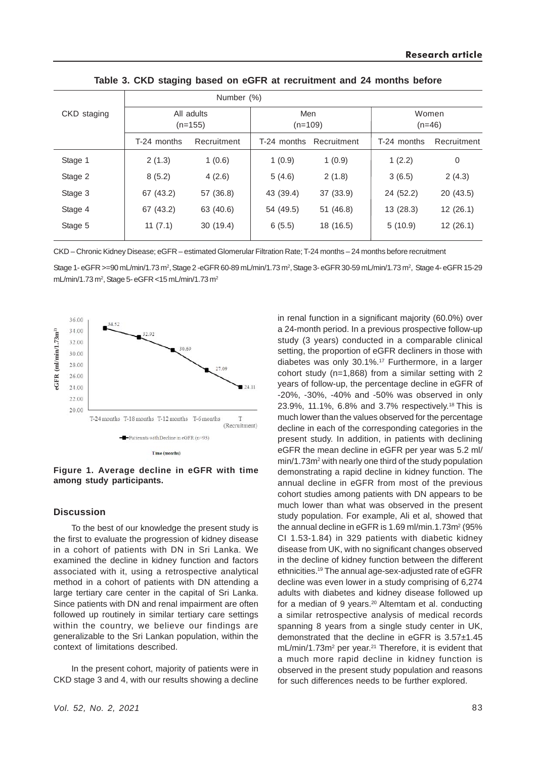**Table 3. CKD staging based on eGFR at recruitment and 24 months before**

| CKD staging | Number (%) | | | | | |
|---|---|---|---|---|---|---|
| | All adults (n=155) | | Men (n=109) | | Women (n=46) | |
| | T-24 months | Recruitment | T-24 months | Recruitment | T-24 months | Recruitment |
| Stage 1 | 2 (1.3) | 1 (0.6) | 1 (0.9) | 1 (0.9) | 1 (2.2) | 0 |
| Stage 2 | 8 (5.2) | 4 (2.6) | 5 (4.6) | 2 (1.8) | 3 (6.5) | 2 (4.3) |
| Stage 3 | 67 (43.2) | 57 (36.8) | 43 (39.4) | 37 (33.9) | 24 (52.2) | 20 (43.5) |
| Stage 4 | 67 (43.2) | 63 (40.6) | 54 (49.5) | 51 (46.8) | 13 (28.3) | 12 (26.1) |
| Stage 5 | 11 (7.1) | 30 (19.4) | 6 (5.5) | 18 (16.5) | 5 (10.9) | 12 (26.1) |

CKD – Chronic Kidney Disease; eGFR – estimated Glomerular Filtration Rate; T-24 months – 24 months before recruitment

Stage 1- eGFR >=90 mL/min/1.73 m$^2$, Stage 2 -eGFR 60-89 mL/min/1.73 m$^2$, Stage 3- eGFR 30-59 mL/min/1.73 m$^2$, Stage 4- eGFR 15-29 mL/min/1.73 m$^2$, Stage 5- eGFR <15 mL/min/1.73 m$^2$

**Figure 1. Average decline in eGFR with time among study participants.**

## Discussion

To the best of our knowledge the present study is the first to evaluate the progression of kidney disease in a cohort of patients with DN in Sri Lanka. We examined the decline in kidney function and factors associated with it, using a retrospective analytical method in a cohort of patients with DN attending a large tertiary care center in the capital of Sri Lanka. Since patients with DN and renal impairment are often followed up routinely in similar tertiary care settings within the country, we believe our findings are generalizable to the Sri Lankan population, within the context of limitations described.

In the present cohort, majority of patients were in CKD stage 3 and 4, with our results showing a decline in renal function in a significant majority (60.0%) over a 24-month period. In a previous prospective follow-up study (3 years) conducted in a comparable clinical setting, the proportion of eGFR decliners in those with diabetes was only 30.1%.[17] Furthermore, in a larger cohort study (n=1,868) from a similar setting with 2 years of follow-up, the percentage decline in eGFR of -20%, -30%, -40% and -50% was observed in only 23.9%, 11.1%, 6.8% and 3.7% respectively.[18] This is much lower than the values observed for the percentage decline in each of the corresponding categories in the present study. In addition, in patients with declining eGFR the mean decline in eGFR per year was 5.2 ml/min/1.73m$^2$ with nearly one third of the study population demonstrating a rapid decline in kidney function. The annual decline in eGFR from most of the previous cohort studies among patients with DN appears to be much lower than what was observed in the present study population. For example, Ali et al, showed that the annual decline in eGFR is 1.69 ml/min.1.73m$^2$ (95% CI 1.53-1.84) in 329 patients with diabetic kidney disease from UK, with no significant changes observed in the decline of kidney function between the different ethnicities.[19] The annual age-sex-adjusted rate of eGFR decline was even lower in a study comprising of 6,274 adults with diabetes and kidney disease followed up for a median of 9 years.[20] Altemtam et al. conducting a similar retrospective analysis of medical records spanning 8 years from a single study center in UK, demonstrated that the decline in eGFR is 3.57±1.45 mL/min/1.73m$^2$ per year.[21] Therefore, it is evident that a much more rapid decline in kidney function is observed in the present study population and reasons for such differences needs to be further explored.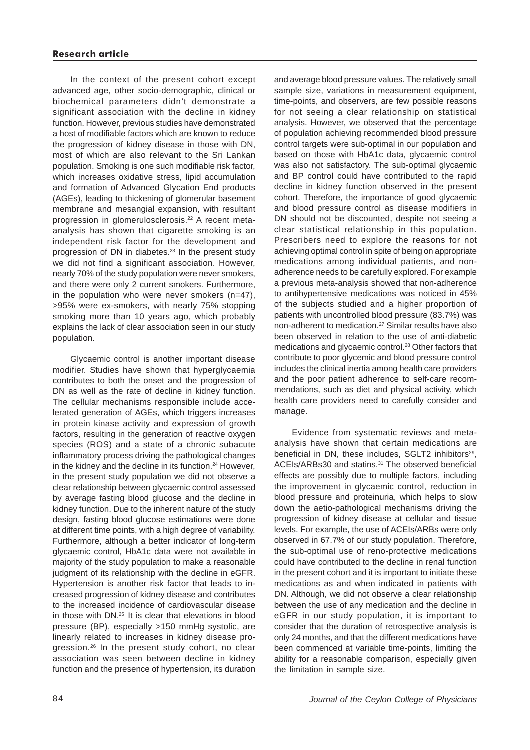In the context of the present cohort except advanced age, other socio-demographic, clinical or biochemical parameters didn't demonstrate a significant association with the decline in kidney function. However, previous studies have demonstrated a host of modifiable factors which are known to reduce the progression of kidney disease in those with DN, most of which are also relevant to the Sri Lankan population. Smoking is one such modifiable risk factor, which increases oxidative stress, lipid accumulation and formation of Advanced Glycation End products (AGEs), leading to thickening of glomerular basement membrane and mesangial expansion, with resultant progression in glomerulosclerosis.[22] A recent meta-analysis has shown that cigarette smoking is an independent risk factor for the development and progression of DN in diabetes.[23] In the present study we did not find a significant association. However, nearly 70% of the study population were never smokers, and there were only 2 current smokers. Furthermore, in the population who were never smokers (n=47), >95% were ex-smokers, with nearly 75% stopping smoking more than 10 years ago, which probably explains the lack of clear association seen in our study population.

Glycaemic control is another important disease modifier. Studies have shown that hyperglycaemia contributes to both the onset and the progression of DN as well as the rate of decline in kidney function. The cellular mechanisms responsible include accelerated generation of AGEs, which triggers increases in protein kinase activity and expression of growth factors, resulting in the generation of reactive oxygen species (ROS) and a state of a chronic subacute inflammatory process driving the pathological changes in the kidney and the decline in its function.[24] However, in the present study population we did not observe a clear relationship between glycaemic control assessed by average fasting blood glucose and the decline in kidney function. Due to the inherent nature of the study design, fasting blood glucose estimations were done at different time points, with a high degree of variability. Furthermore, although a better indicator of long-term glycaemic control, HbA1c data were not available in majority of the study population to make a reasonable judgment of its relationship with the decline in eGFR. Hypertension is another risk factor that leads to increased progression of kidney disease and contributes to the increased incidence of cardiovascular disease in those with DN.[25] It is clear that elevations in blood pressure (BP), especially >150 mmHg systolic, are linearly related to increases in kidney disease progression.[26] In the present study cohort, no clear association was seen between decline in kidney function and the presence of hypertension, its duration and average blood pressure values. The relatively small sample size, variations in measurement equipment, time-points, and observers, are few possible reasons for not seeing a clear relationship on statistical analysis. However, we observed that the percentage of population achieving recommended blood pressure control targets were sub-optimal in our population and based on those with HbA1c data, glycaemic control was also not satisfactory. The sub-optimal glycaemic and BP control could have contributed to the rapid decline in kidney function observed in the present cohort. Therefore, the importance of good glycaemic and blood pressure control as disease modifiers in DN should not be discounted, despite not seeing a clear statistical relationship in this population. Prescribers need to explore the reasons for not achieving optimal control in spite of being on appropriate medications among individual patients, and non-adherence needs to be carefully explored. For example a previous meta-analysis showed that non-adherence to antihypertensive medications was noticed in 45% of the subjects studied and a higher proportion of patients with uncontrolled blood pressure (83.7%) was non-adherent to medication.[27] Similar results have also been observed in relation to the use of anti-diabetic medications and glycaemic control.[28] Other factors that contribute to poor glycemic and blood pressure control includes the clinical inertia among health care providers and the poor patient adherence to self-care recommendations, such as diet and physical activity, which health care providers need to carefully consider and manage.

Evidence from systematic reviews and meta-analysis have shown that certain medications are beneficial in DN, these includes, SGLT2 inhibitors[29], ACEIs/ARBs30 and statins.[31] The observed beneficial effects are possibly due to multiple factors, including the improvement in glycaemic control, reduction in blood pressure and proteinuria, which helps to slow down the aetio-pathological mechanisms driving the progression of kidney disease at cellular and tissue levels. For example, the use of ACEIs/ARBs were only observed in 67.7% of our study population. Therefore, the sub-optimal use of reno-protective medications could have contributed to the decline in renal function in the present cohort and it is important to initiate these medications as and when indicated in patients with DN. Although, we did not observe a clear relationship between the use of any medication and the decline in eGFR in our study population, it is important to consider that the duration of retrospective analysis is only 24 months, and that the different medications have been commenced at variable time-points, limiting the ability for a reasonable comparison, especially given the limitation in sample size.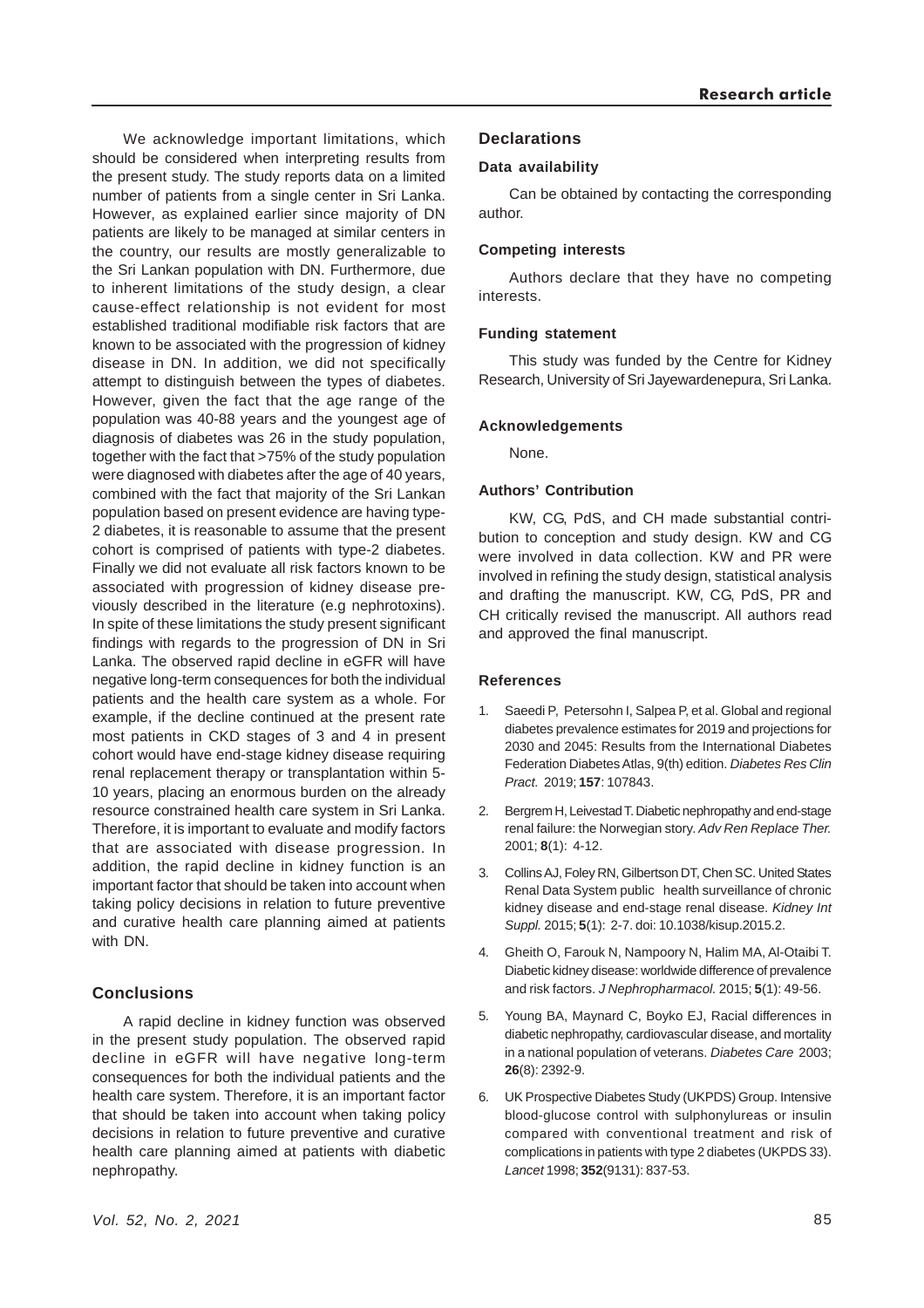We acknowledge important limitations, which should be considered when interpreting results from the present study. The study reports data on a limited number of patients from a single center in Sri Lanka. However, as explained earlier since majority of DN patients are likely to be managed at similar centers in the country, our results are mostly generalizable to the Sri Lankan population with DN. Furthermore, due to inherent limitations of the study design, a clear cause-effect relationship is not evident for most established traditional modifiable risk factors that are known to be associated with the progression of kidney disease in DN. In addition, we did not specifically attempt to distinguish between the types of diabetes. However, given the fact that the age range of the population was 40-88 years and the youngest age of diagnosis of diabetes was 26 in the study population, together with the fact that >75% of the study population were diagnosed with diabetes after the age of 40 years, combined with the fact that majority of the Sri Lankan population based on present evidence are having type-2 diabetes, it is reasonable to assume that the present cohort is comprised of patients with type-2 diabetes. Finally we did not evaluate all risk factors known to be associated with progression of kidney disease previously described in the literature (e.g nephrotoxins). In spite of these limitations the study present significant findings with regards to the progression of DN in Sri Lanka. The observed rapid decline in eGFR will have negative long-term consequences for both the individual patients and the health care system as a whole. For example, if the decline continued at the present rate most patients in CKD stages of 3 and 4 in present cohort would have end-stage kidney disease requiring renal replacement therapy or transplantation within 5-10 years, placing an enormous burden on the already resource constrained health care system in Sri Lanka. Therefore, it is important to evaluate and modify factors that are associated with disease progression. In addition, the rapid decline in kidney function is an important factor that should be taken into account when taking policy decisions in relation to future preventive and curative health care planning aimed at patients with DN.

## Conclusions

A rapid decline in kidney function was observed in the present study population. The observed rapid decline in eGFR will have negative long-term consequences for both the individual patients and the health care system. Therefore, it is an important factor that should be taken into account when taking policy decisions in relation to future preventive and curative health care planning aimed at patients with diabetic nephropathy.

## Declarations

### Data availability

Can be obtained by contacting the corresponding author.

### Competing interests

Authors declare that they have no competing interests.

### Funding statement

This study was funded by the Centre for Kidney Research, University of Sri Jayewardenepura, Sri Lanka.

### Acknowledgements

None.

### Authors' Contribution

KW, CG, PdS, and CH made substantial contribution to conception and study design. KW and CG were involved in data collection. KW and PR were involved in refining the study design, statistical analysis and drafting the manuscript. KW, CG, PdS, PR and CH critically revised the manuscript. All authors read and approved the final manuscript.

## References

1. Saeedi P, Petersohn I, Salpea P, et al. Global and regional diabetes prevalence estimates for 2019 and projections for 2030 and 2045: Results from the International Diabetes Federation Diabetes Atlas, 9(th) edition. *Diabetes Res Clin Pract.* 2019; **157**: 107843.
2. Bergrem H, Leivestad T. Diabetic nephropathy and end-stage renal failure: the Norwegian story. *Adv Ren Replace Ther.* 2001; **8**(1): 4-12.
3. Collins AJ, Foley RN, Gilbertson DT, Chen SC. United States Renal Data System public health surveillance of chronic kidney disease and end-stage renal disease. *Kidney Int Suppl.* 2015; **5**(1): 2-7. doi: 10.1038/kisup.2015.2.
4. Gheith O, Farouk N, Nampoory N, Halim MA, Al-Otaibi T. Diabetic kidney disease: worldwide difference of prevalence and risk factors. *J Nephropharmacol.* 2015; **5**(1): 49-56.
5. Young BA, Maynard C, Boyko EJ, Racial differences in diabetic nephropathy, cardiovascular disease, and mortality in a national population of veterans. *Diabetes Care* 2003; **26**(8): 2392-9.
6. UK Prospective Diabetes Study (UKPDS) Group. Intensive blood-glucose control with sulphonylureas or insulin compared with conventional treatment and risk of complications in patients with type 2 diabetes (UKPDS 33). *Lancet* 1998; **352**(9131): 837-53.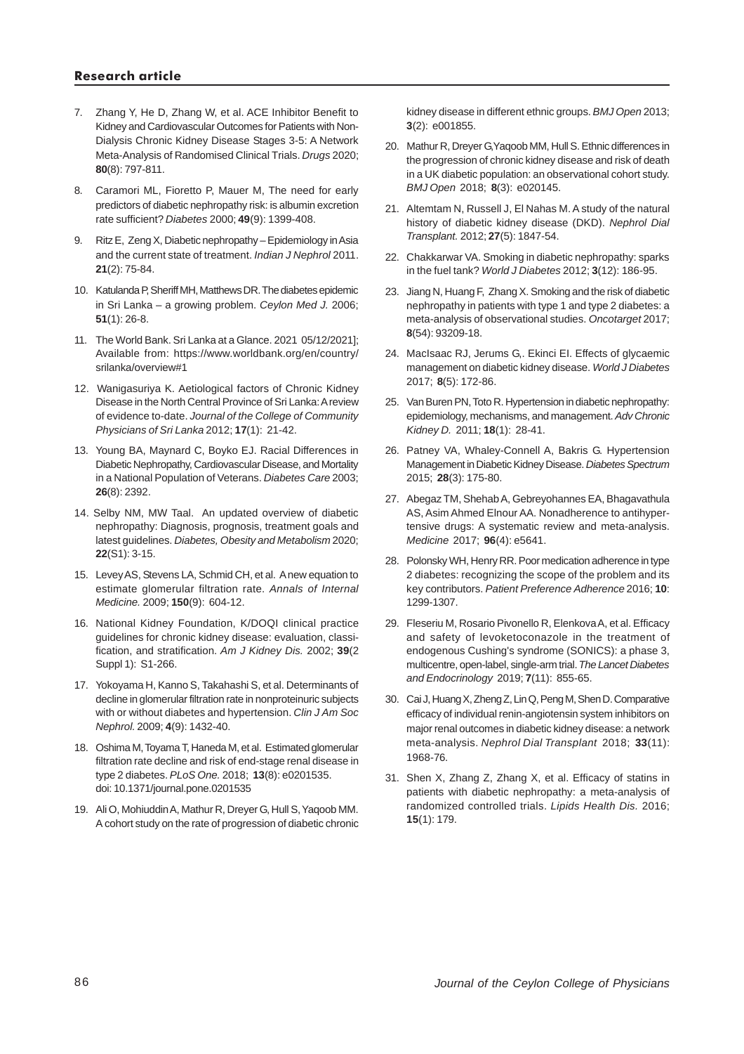7. Zhang Y, He D, Zhang W, et al. ACE Inhibitor Benefit to Kidney and Cardiovascular Outcomes for Patients with Non-Dialysis Chronic Kidney Disease Stages 3-5: A Network Meta-Analysis of Randomised Clinical Trials. *Drugs* 2020; **80**(8): 797-811.

8. Caramori ML, Fioretto P, Mauer M, The need for early predictors of diabetic nephropathy risk: is albumin excretion rate sufficient? *Diabetes* 2000; **49**(9): 1399-408.

9. Ritz E, Zeng X, Diabetic nephropathy – Epidemiology in Asia and the current state of treatment. *Indian J Nephrol* 2011. **21**(2): 75-84.

10. Katulanda P, Sheriff MH, Matthews DR. The diabetes epidemic in Sri Lanka – a growing problem. *Ceylon Med J.* 2006; **51**(1): 26-8.

11. The World Bank. Sri Lanka at a Glance. 2021 05/12/2021]; Available from: https://www.worldbank.org/en/country/srilanka/overview#1

12. Wanigasuriya K. Aetiological factors of Chronic Kidney Disease in the North Central Province of Sri Lanka: A review of evidence to-date. *Journal of the College of Community Physicians of Sri Lanka* 2012; **17**(1): 21-42.

13. Young BA, Maynard C, Boyko EJ. Racial Differences in Diabetic Nephropathy, Cardiovascular Disease, and Mortality in a National Population of Veterans. *Diabetes Care* 2003; **26**(8): 2392.

14. Selby NM, MW Taal. An updated overview of diabetic nephropathy: Diagnosis, prognosis, treatment goals and latest guidelines. *Diabetes, Obesity and Metabolism* 2020; **22**(S1): 3-15.

15. Levey AS, Stevens LA, Schmid CH, et al. A new equation to estimate glomerular filtration rate. *Annals of Internal Medicine.* 2009; **150**(9): 604-12.

16. National Kidney Foundation, K/DOQI clinical practice guidelines for chronic kidney disease: evaluation, classification, and stratification. *Am J Kidney Dis.* 2002; **39**(2 Suppl 1): S1-266.

17. Yokoyama H, Kanno S, Takahashi S, et al. Determinants of decline in glomerular filtration rate in nonproteinuric subjects with or without diabetes and hypertension. *Clin J Am Soc Nephrol.* 2009; **4**(9): 1432-40.

18. Oshima M, Toyama T, Haneda M, et al. Estimated glomerular filtration rate decline and risk of end-stage renal disease in type 2 diabetes. *PLoS One.* 2018; **13**(8): e0201535. doi: 10.1371/journal.pone.0201535

19. Ali O, Mohiuddin A, Mathur R, Dreyer G, Hull S, Yaqoob MM. A cohort study on the rate of progression of diabetic chronic kidney disease in different ethnic groups. *BMJ Open* 2013; **3**(2): e001855.

20. Mathur R, Dreyer G,Yaqoob MM, Hull S. Ethnic differences in the progression of chronic kidney disease and risk of death in a UK diabetic population: an observational cohort study. *BMJ Open* 2018; **8**(3): e020145.

21. Altemtam N, Russell J, El Nahas M. A study of the natural history of diabetic kidney disease (DKD). *Nephrol Dial Transplant.* 2012; **27**(5): 1847-54.

22. Chakkarwar VA. Smoking in diabetic nephropathy: sparks in the fuel tank? *World J Diabetes* 2012; **3**(12): 186-95.

23. Jiang N, Huang F, Zhang X. Smoking and the risk of diabetic nephropathy in patients with type 1 and type 2 diabetes: a meta-analysis of observational studies. *Oncotarget* 2017; **8**(54): 93209-18.

24. MacIsaac RJ, Jerums G,. Ekinci EI. Effects of glycaemic management on diabetic kidney disease. *World J Diabetes* 2017; **8**(5): 172-86.

25. Van Buren PN, Toto R. Hypertension in diabetic nephropathy: epidemiology, mechanisms, and management. *Adv Chronic Kidney D.* 2011; **18**(1): 28-41.

26. Patney VA, Whaley-Connell A, Bakris G. Hypertension Management in Diabetic Kidney Disease. *Diabetes Spectrum* 2015; **28**(3): 175-80.

27. Abegaz TM, Shehab A, Gebreyohannes EA, Bhagavathula AS, Asim Ahmed Elnour AA. Nonadherence to antihypertensive drugs: A systematic review and meta-analysis. *Medicine* 2017; **96**(4): e5641.

28. Polonsky WH, Henry RR. Poor medication adherence in type 2 diabetes: recognizing the scope of the problem and its key contributors. *Patient Preference Adherence* 2016; **10**: 1299-1307.

29. Fleseriu M, Rosario Pivonello R, Elenkova A, et al. Efficacy and safety of levoketoconazole in the treatment of endogenous Cushing's syndrome (SONICS): a phase 3, multicentre, open-label, single-arm trial. *The Lancet Diabetes and Endocrinology* 2019; **7**(11): 855-65.

30. Cai J, Huang X, Zheng Z, Lin Q, Peng M, Shen D. Comparative efficacy of individual renin-angiotensin system inhibitors on major renal outcomes in diabetic kidney disease: a network meta-analysis. *Nephrol Dial Transplant* 2018; **33**(11): 1968-76.

31. Shen X, Zhang Z, Zhang X, et al. Efficacy of statins in patients with diabetic nephropathy: a meta-analysis of randomized controlled trials. *Lipids Health Dis.* 2016; **15**(1): 179.